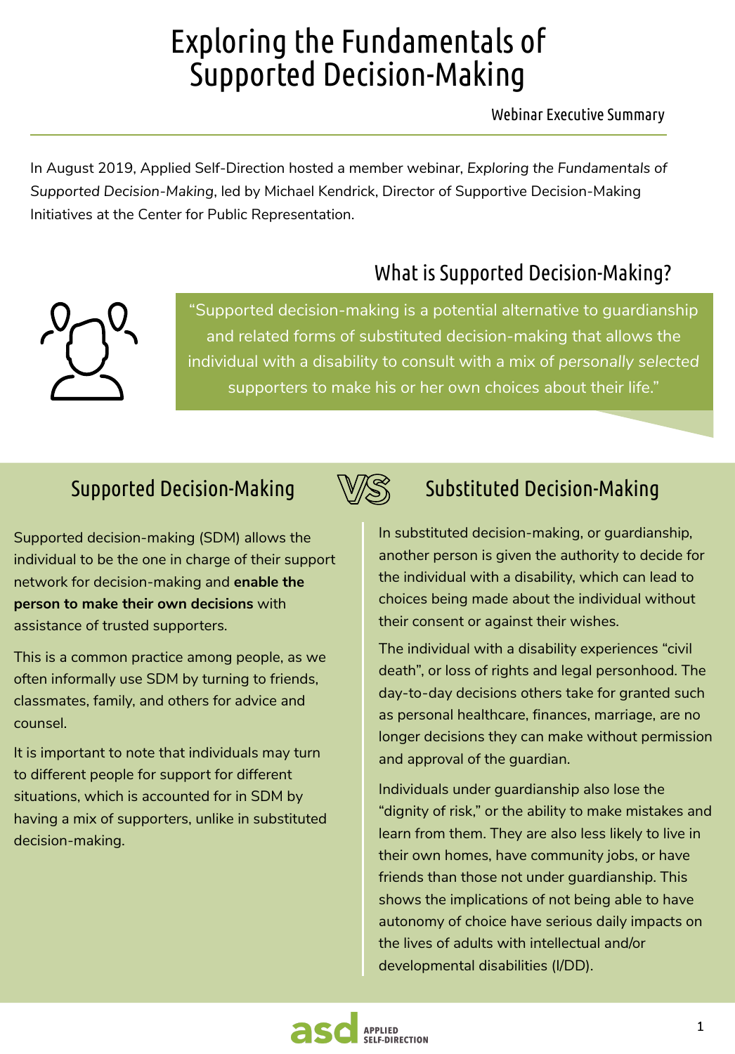# Exploring the Fundamentals of Supported Decision-Making

Webinar Executive Summary

In August 2019, Applied Self-Direction hosted a member webinar, *Exploring the Fundamentals of Supported Decision-Making*, led by Michael Kendrick, Director of Supportive Decision-Making Initiatives at the Center for Public Representation.

## What is Supported Decision-Making?

"Supported decision-making is a potential alternative to guardianship and related forms of substituted decision-making that allows the individual with a disability to consult with a mix of *personally selected* supporters to make his or her own choices about their life."

## Supported Decision-Making VS Substituted Decision-Making

### Supported Decision-Making

Supported decision-making (SDM) allows the individual to be the one in charge of their support network for decision-making and **enable the person to make their own decisions** with assistance of trusted supporters.

This is a common practice among people, as we often informally use SDM by turning to friends, classmates, family, and others for advice and counsel.

It is important to note that individuals may turn to different people for support for different situations, which is accounted for in SDM by having a mix of supporters, unlike in substituted decision-making.

### Substituted Decision-Making

In substituted decision-making, or guardianship, another person is given the authority to decide for the individual with a disability, which can lead to choices being made about the individual without their consent or against their wishes.

The individual with a disability experiences "civil death", or loss of rights and legal personhood. The day-to-day decisions others take for granted such as personal healthcare, finances, marriage, are no longer decisions they can make without permission and approval of the guardian.

Individuals under guardianship also lose the "dignity of risk," or the ability to make mistakes and learn from them. They are also less likely to live in their own homes, have community jobs, or have friends than those not under guardianship. This shows the implications of not being able to have autonomy of choice have serious daily impacts on the lives of adults with intellectual and/or developmental disabilities (I/DD).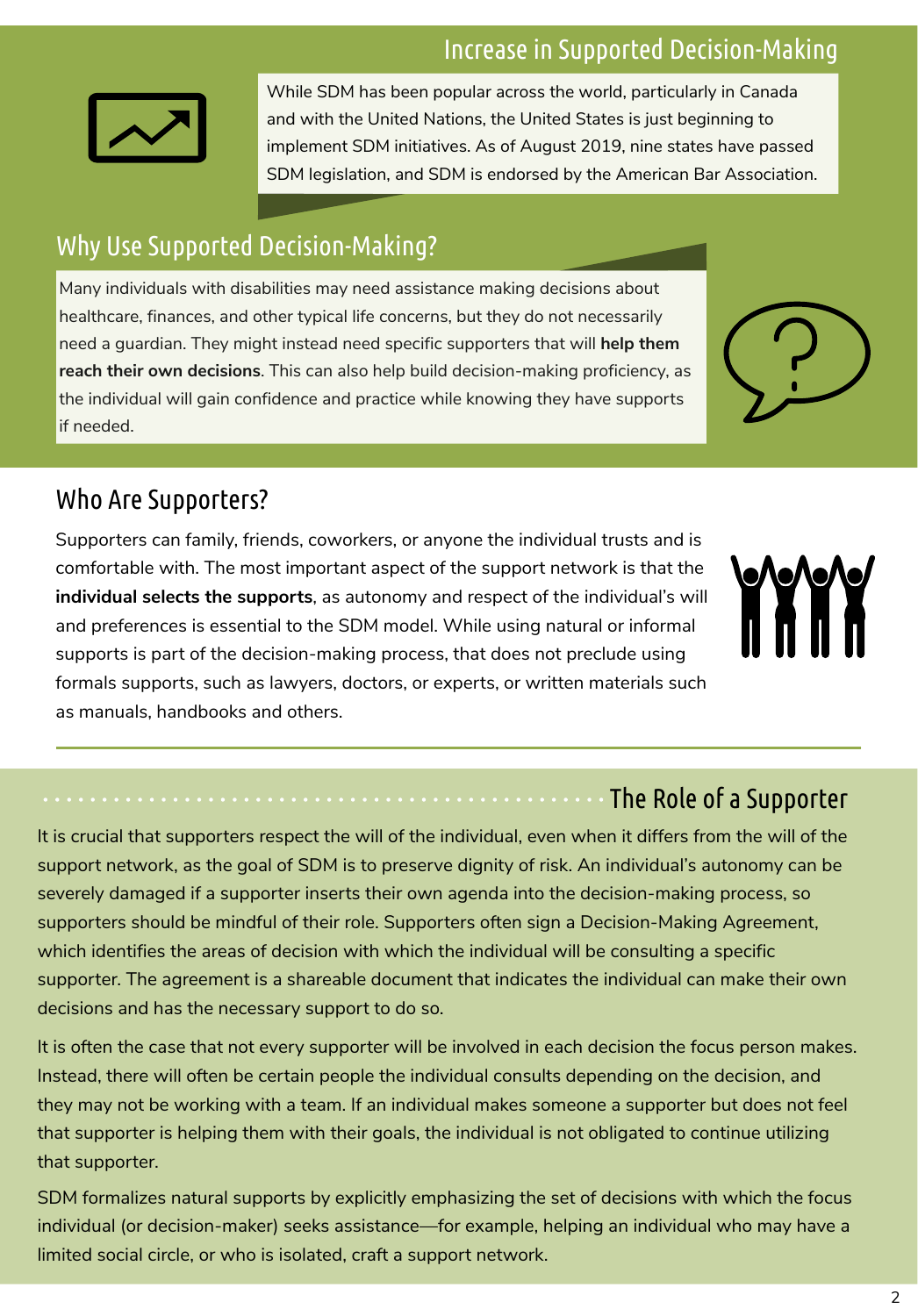## Increase in Supported Decision-Making

While SDM has been popular across the world, particularly in Canada and with the United Nations, the United States is just beginning to implement SDM initiatives. As of August 2019, nine states have passed SDM legislation, and SDM is endorsed by the American Bar Association.

## Why Use Supported Decision-Making?

Many individuals with disabilities may need assistance making decisions about healthcare, finances, and other typical life concerns, but they do not necessarily need a guardian. They might instead need specific supporters that will **help them reach their own decisions**. This can also help build decision-making proficiency, as the individual will gain confidence and practice while knowing they have supports if needed.

## Who Are Supporters?

Supporters can family, friends, coworkers, or anyone the individual trusts and is comfortable with. The most important aspect of the support network is that the **individual selects the supports**, as autonomy and respect of the individual's will and preferences is essential to the SDM model. While using natural or informal supports is part of the decision-making process, that does not preclude using formals supports, such as lawyers, doctors, or experts, or written materials such as manuals, handbooks and others.

## The Role of a Supporter

It is crucial that supporters respect the will of the individual, even when it differs from the will of the support network, as the goal of SDM is to preserve dignity of risk. An individual's autonomy can be severely damaged if a supporter inserts their own agenda into the decision-making process, so supporters should be mindful of their role. Supporters often sign a Decision-Making Agreement, which identifies the areas of decision with which the individual will be consulting a specific supporter. The agreement is a shareable document that indicates the individual can make their own decisions and has the necessary support to do so.

It is often the case that not every supporter will be involved in each decision the focus person makes. Instead, there will often be certain people the individual consults depending on the decision, and they may not be working with a team. If an individual makes someone a supporter but does not feel that supporter is helping them with their goals, the individual is not obligated to continue utilizing that supporter.

SDM formalizes natural supports by explicitly emphasizing the set of decisions with which the focus individual (or decision-maker) seeks assistance—for example, helping an individual who may have a limited social circle, or who is isolated, craft a support network.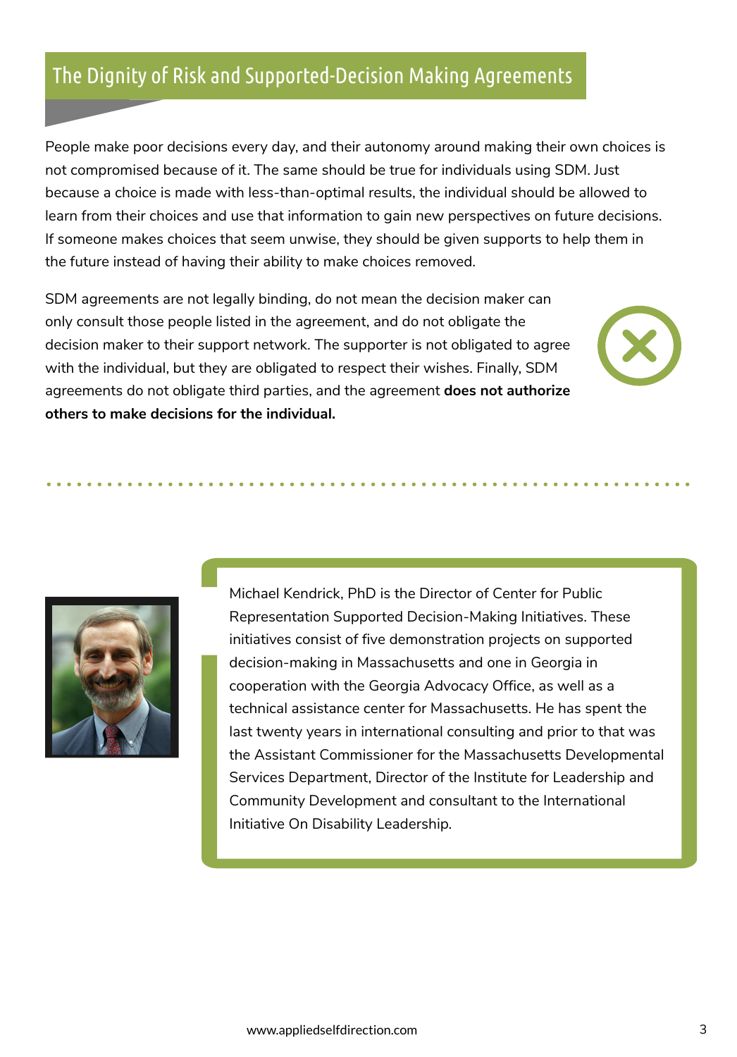## The Dignity of Risk and Supported-Decision Making Agreements

People make poor decisions every day, and their autonomy around making their own choices is not compromised because of it. The same should be true for individuals using SDM. Just because a choice is made with less-than-optimal results, the individual should be allowed to learn from their choices and use that information to gain new perspectives on future decisions. If someone makes choices that seem unwise, they should be given supports to help them in the future instead of having their ability to make choices removed.

SDM agreements are not legally binding, do not mean the decision maker can only consult those people listed in the agreement, and do not obligate the decision maker to their support network. The supporter is not obligated to agree with the individual, but they are obligated to respect their wishes. Finally, SDM agreements do not obligate third parties, and the agreement **does not authorize others to make decisions for the individual.**

Michael Kendrick, PhD is the Director of Center for Public Representation Supported Decision-Making Initiatives. These initiatives consist of five demonstration projects on supported decision-making in Massachusetts and one in Georgia in cooperation with the Georgia Advocacy Office, as well as a technical assistance center for Massachusetts. He has spent the last twenty years in international consulting and prior to that was the Assistant Commissioner for the Massachusetts Developmental Services Department, Director of the Institute for Leadership and Community Development and consultant to the International Initiative On Disability Leadership.